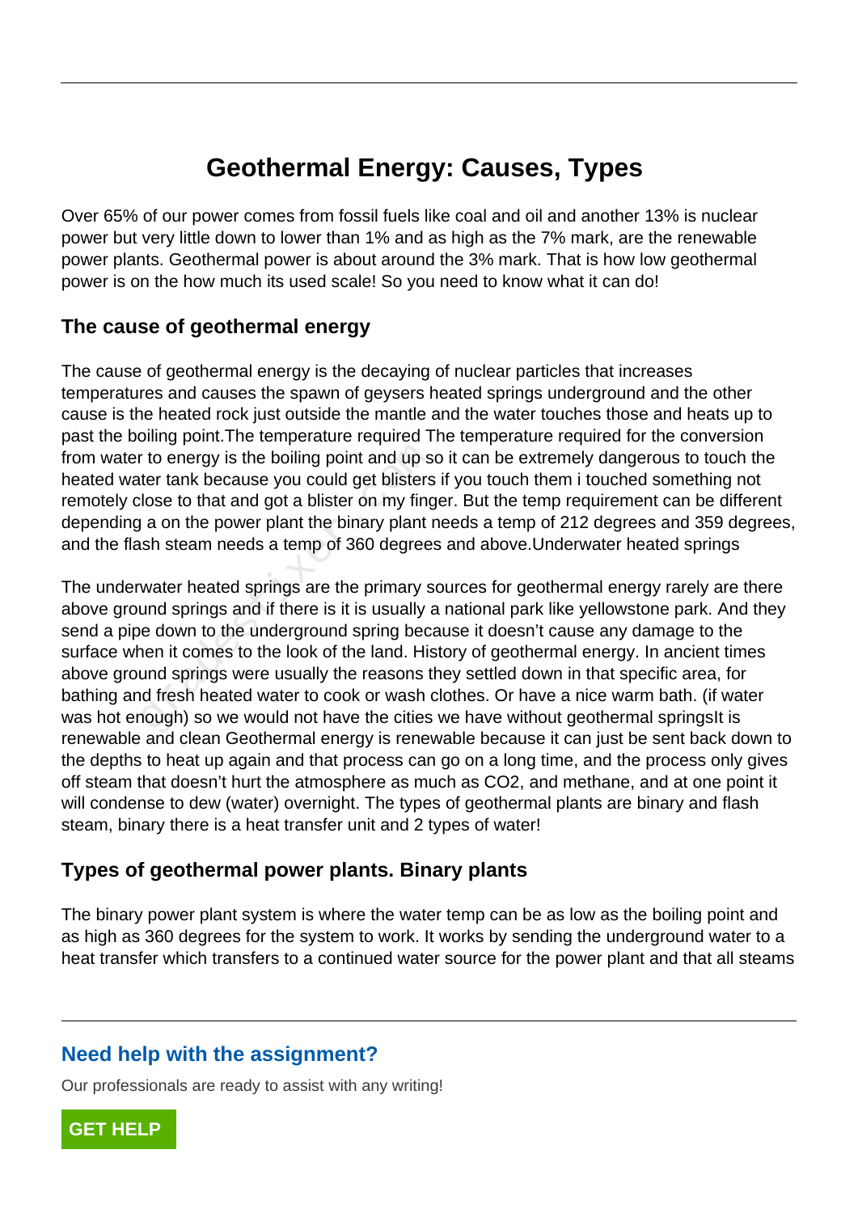# Geothermal Energy: Causes, Types

Over 65% of our power comes from fossil fuels like coal and oil and another 13% is nuclear power but very little down to lower than 1% and as high as the 7% mark, are the renewable power plants. Geothermal power is about around the 3% mark. That is how low geothermal power is on the how much its used scale! So you need to know what it can do!

### The cause of geothermal energy

The cause of geothermal energy is the decaying of nuclear particles that increases temperatures and causes the spawn of geysers heated springs underground and the other cause is the heated rock just outside the mantle and the water touches those and heats up to past the boiling point.The temperature required The temperature required for the conversion from water to energy is the boiling point and up so it can be extremely dangerous to touch the heated water tank because you could get blisters if you touch them i touched something not remotely close to that and got a blister on my finger. But the temp requirement can be different depending a on the power plant the binary plant needs a temp of 212 degrees and 359 degrees, and the flash steam needs a temp of 360 degrees and above.Underwater heated springs

The underwater heated springs are the primary sources for geothermal energy rarely are there above ground springs and if there is it is usually a national park like yellowstone park. And they send a pipe down to the underground spring because it doesn't cause any damage to the surface when it comes to the look of the land. History of geothermal energy. In ancient times above ground springs were usually the reasons they settled down in that specific area, for bathing and fresh heated water to cook or wash clothes. Or have a nice warm bath. (if water was hot enough) so we would not have the cities we have without geothermal springsIt is renewable and clean Geothermal energy is renewable because it can just be sent back down to the depths to heat up again and that process can go on a long time, and the process only gives off steam that doesn't hurt the atmosphere as much as CO2, and methane, and at one point it will condense to dew (water) overnight. The types of geothermal plants are binary and flash steam, binary there is a heat transfer unit and 2 types of water!

### Types of geothermal power plants. Binary plants

The binary power plant system is where the water temp can be as low as the boiling point and as high as 360 degrees for the system to work. It works by sending the underground water to a heat transfer which transfers to a continued water source for the power plant and that all steams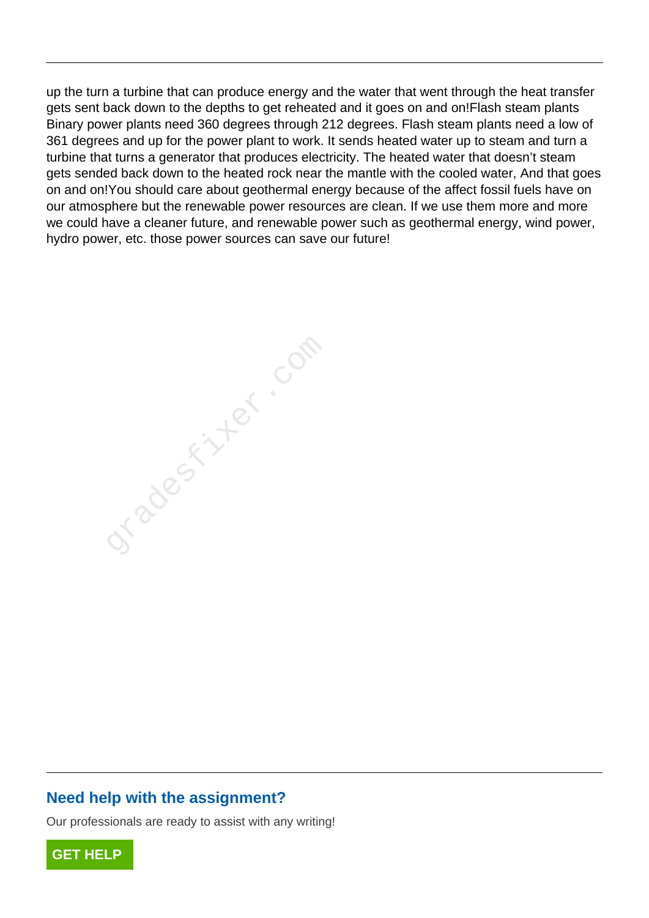up the turn a turbine that can produce energy and the water that went through the heat transfer gets sent back down to the depths to get reheated and it goes on and on!Flash steam plants Binary power plants need 360 degrees through 212 degrees. Flash steam plants need a low of 361 degrees and up for the power plant to work. It sends heated water up to steam and turn a turbine that turns a generator that produces electricity. The heated water that doesn't steam gets sended back down to the heated rock near the mantle with the cooled water, And that goes on and on!You should care about geothermal energy because of the affect fossil fuels have on our atmosphere but the renewable power resources are clean. If we use them more and more we could have a cleaner future, and renewable power such as geothermal energy, wind power, hydro power, etc. those power sources can save our future!

## Need help with the assignment?

Our professionals are ready to assist with any writing!

**GET HELP**